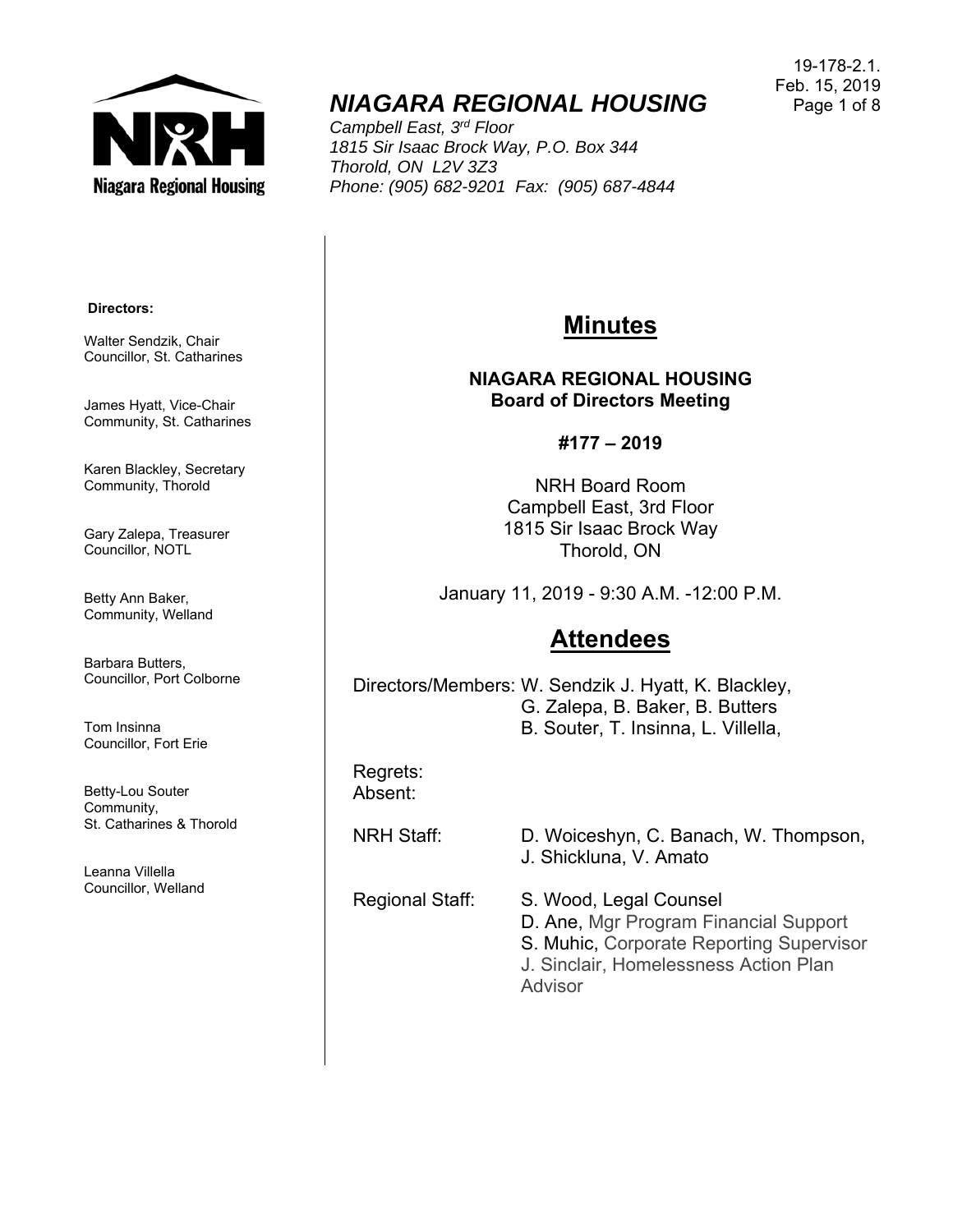19-178-2.1.
Feb. 15, 2019

# *NIAGARA REGIONAL HOUSING*

*Campbell East, 3rd Floor*
*1815 Sir Isaac Brock Way, P.O. Box 344*
*Thorold, ON L2V 3Z3*
*Phone: (905) 682-9201 Fax: (905) 687-4844*

**Directors:**

Walter Sendzik, Chair
Councillor, St. Catharines

James Hyatt, Vice-Chair
Community, St. Catharines

Karen Blackley, Secretary
Community, Thorold

Gary Zalepa, Treasurer
Councillor, NOTL

Betty Ann Baker,
Community, Welland

Barbara Butters,
Councillor, Port Colborne

Tom Insinna
Councillor, Fort Erie

Betty-Lou Souter
Community,
St. Catharines & Thorold

Leanna Villella
Councillor, Welland

## Minutes

**NIAGARA REGIONAL HOUSING**
**Board of Directors Meeting**

**#177 – 2019**

NRH Board Room
Campbell East, 3rd Floor
1815 Sir Isaac Brock Way
Thorold, ON

January 11, 2019 - 9:30 A.M. -12:00 P.M.

## Attendees

Directors/Members: W. Sendzik J. Hyatt, K. Blackley, G. Zalepa, B. Baker, B. Butters B. Souter, T. Insinna, L. Villella,

Regrets:
Absent:

NRH Staff: D. Woiceshyn, C. Banach, W. Thompson, J. Shickluna, V. Amato

Regional Staff: S. Wood, Legal Counsel
D. Ane, Mgr Program Financial Support
S. Muhic, Corporate Reporting Supervisor
J. Sinclair, Homelessness Action Plan Advisor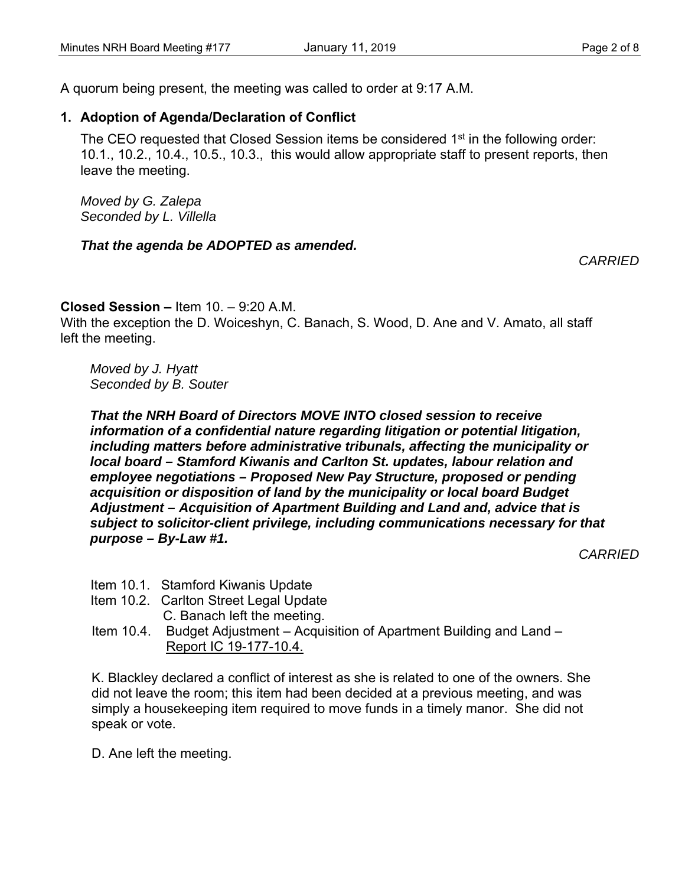A quorum being present, the meeting was called to order at 9:17 A.M.

## 1. Adoption of Agenda/Declaration of Conflict

The CEO requested that Closed Session items be considered 1st in the following order: 10.1., 10.2., 10.4., 10.5., 10.3., this would allow appropriate staff to present reports, then leave the meeting.

*Moved by G. Zalepa*
*Seconded by L. Villella*

***That the agenda be ADOPTED as amended.***

*CARRIED*

**Closed Session –** Item 10. – 9:20 A.M.
With the exception the D. Woiceshyn, C. Banach, S. Wood, D. Ane and V. Amato, all staff left the meeting.

*Moved by J. Hyatt*
*Seconded by B. Souter*

***That the NRH Board of Directors MOVE INTO closed session to receive information of a confidential nature regarding litigation or potential litigation, including matters before administrative tribunals, affecting the municipality or local board – Stamford Kiwanis and Carlton St. updates, labour relation and employee negotiations – Proposed New Pay Structure, proposed or pending acquisition or disposition of land by the municipality or local board Budget Adjustment – Acquisition of Apartment Building and Land and, advice that is subject to solicitor-client privilege, including communications necessary for that purpose – By-Law #1.***

*CARRIED*

Item 10.1. Stamford Kiwanis Update
Item 10.2. Carlton Street Legal Update
C. Banach left the meeting.
Item 10.4. Budget Adjustment – Acquisition of Apartment Building and Land – Report IC 19-177-10.4.

K. Blackley declared a conflict of interest as she is related to one of the owners. She did not leave the room; this item had been decided at a previous meeting, and was simply a housekeeping item required to move funds in a timely manor. She did not speak or vote.

D. Ane left the meeting.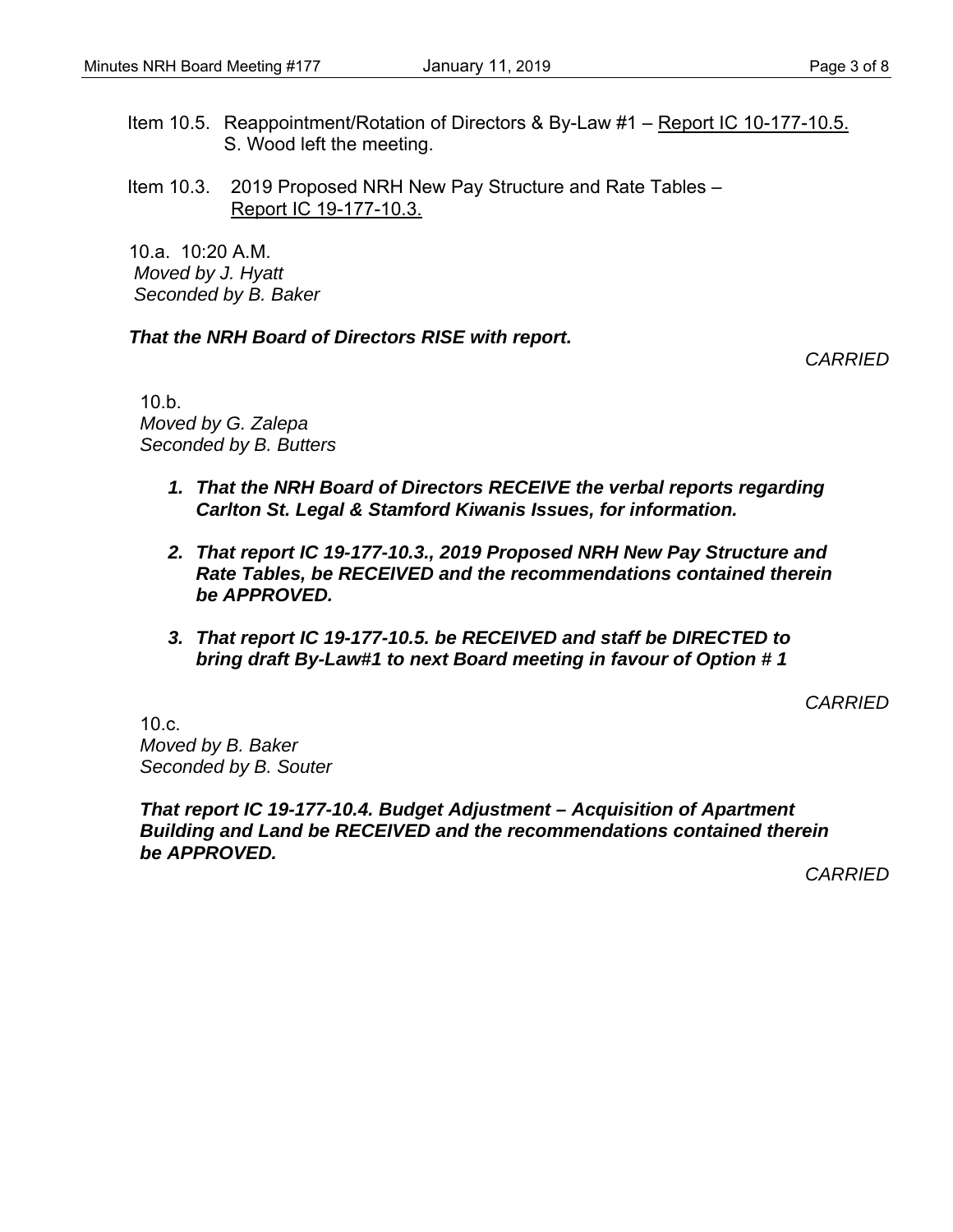Item 10.5. Reappointment/Rotation of Directors & By-Law #1 – Report IC 10-177-10.5.
S. Wood left the meeting.

Item 10.3. 2019 Proposed NRH New Pay Structure and Rate Tables – Report IC 19-177-10.3.

10.a. 10:20 A.M.
*Moved by J. Hyatt*
*Seconded by B. Baker*

***That the NRH Board of Directors RISE with report.***

*CARRIED*

10.b.
*Moved by G. Zalepa*
*Seconded by B. Butters*

1. ***That the NRH Board of Directors RECEIVE the verbal reports regarding Carlton St. Legal & Stamford Kiwanis Issues, for information.***

2. ***That report IC 19-177-10.3., 2019 Proposed NRH New Pay Structure and Rate Tables, be RECEIVED and the recommendations contained therein be APPROVED.***

3. ***That report IC 19-177-10.5. be RECEIVED and staff be DIRECTED to bring draft By-Law#1 to next Board meeting in favour of Option # 1***

*CARRIED*

10.c.
*Moved by B. Baker*
*Seconded by B. Souter*

***That report IC 19-177-10.4. Budget Adjustment – Acquisition of Apartment Building and Land be RECEIVED and the recommendations contained therein be APPROVED.***

*CARRIED*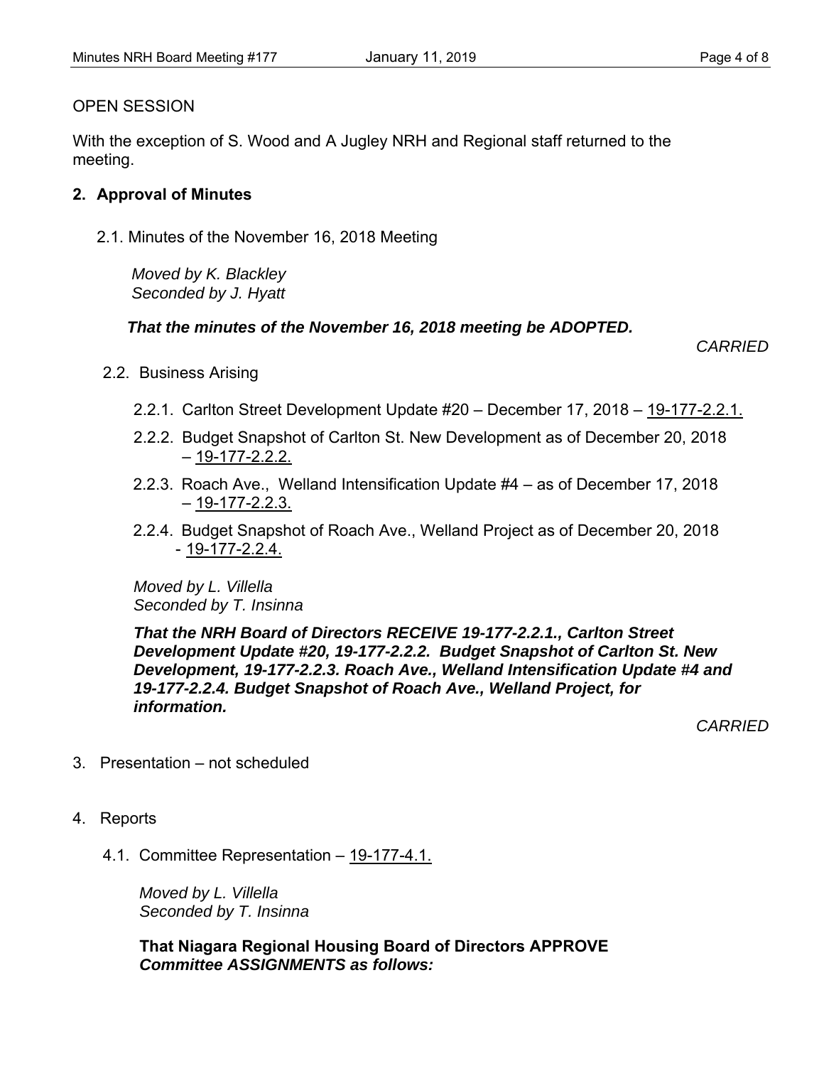OPEN SESSION

With the exception of S. Wood and A Jugley NRH and Regional staff returned to the meeting.

## 2. Approval of Minutes

2.1. Minutes of the November 16, 2018 Meeting

*Moved by K. Blackley*
*Seconded by J. Hyatt*

***That the minutes of the November 16, 2018 meeting be ADOPTED.***

*CARRIED*

2.2. Business Arising

2.2.1. Carlton Street Development Update #20 – December 17, 2018 – 19-177-2.2.1.

2.2.2. Budget Snapshot of Carlton St. New Development as of December 20, 2018 – 19-177-2.2.2.

2.2.3. Roach Ave., Welland Intensification Update #4 – as of December 17, 2018 – 19-177-2.2.3.

2.2.4. Budget Snapshot of Roach Ave., Welland Project as of December 20, 2018 - 19-177-2.2.4.

*Moved by L. Villella*
*Seconded by T. Insinna*

***That the NRH Board of Directors RECEIVE 19-177-2.2.1., Carlton Street Development Update #20, 19-177-2.2.2. Budget Snapshot of Carlton St. New Development, 19-177-2.2.3. Roach Ave., Welland Intensification Update #4 and 19-177-2.2.4. Budget Snapshot of Roach Ave., Welland Project, for information.***

*CARRIED*

3. Presentation – not scheduled

4. Reports

4.1. Committee Representation – 19-177-4.1.

*Moved by L. Villella*
*Seconded by T. Insinna*

**That Niagara Regional Housing Board of Directors APPROVE *Committee ASSIGNMENTS as follows:***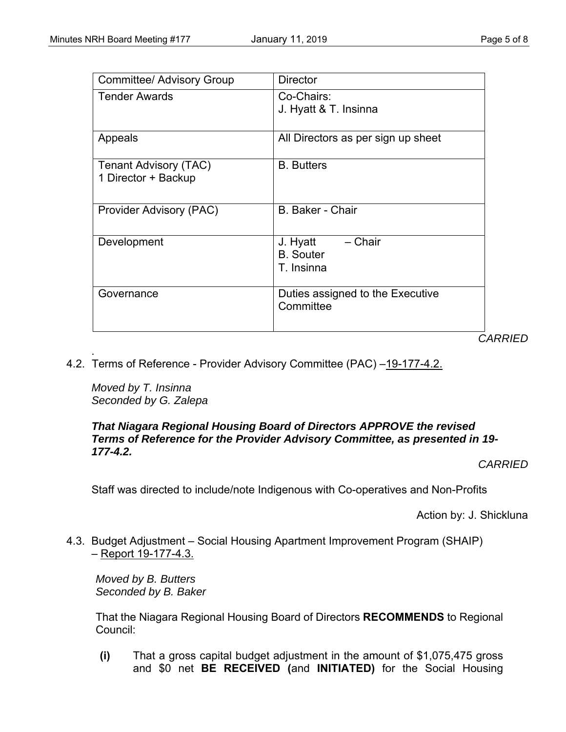| Committee/ Advisory Group | Director |
|---|---|
| Tender Awards | Co-Chairs:<br>J. Hyatt & T. Insinna |
| Appeals | All Directors as per sign up sheet |
| Tenant Advisory (TAC)<br>1 Director + Backup | B. Butters |
| Provider Advisory (PAC) | B. Baker - Chair |
| Development | J. Hyatt – Chair<br>B. Souter<br>T. Insinna |
| Governance | Duties assigned to the Executive Committee |

*CARRIED*

4.2. Terms of Reference - Provider Advisory Committee (PAC) –19-177-4.2.

*Moved by T. Insinna*
*Seconded by G. Zalepa*

***That Niagara Regional Housing Board of Directors APPROVE the revised Terms of Reference for the Provider Advisory Committee, as presented in 19-177-4.2.***

*CARRIED*

Staff was directed to include/note Indigenous with Co-operatives and Non-Profits

Action by: J. Shickluna

4.3. Budget Adjustment – Social Housing Apartment Improvement Program (SHAIP) – Report 19-177-4.3.

*Moved by B. Butters*
*Seconded by B. Baker*

That the Niagara Regional Housing Board of Directors **RECOMMENDS** to Regional Council:

**(i)** That a gross capital budget adjustment in the amount of $1,075,475 gross and $0 net **BE RECEIVED (**and **INITIATED)** for the Social Housing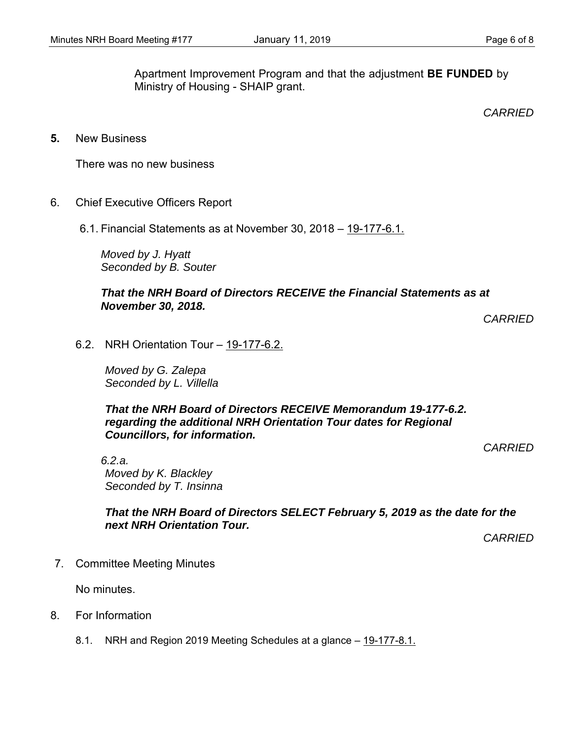Apartment Improvement Program and that the adjustment **BE FUNDED** by Ministry of Housing - SHAIP grant.

*CARRIED*

**5.** New Business

There was no new business

6. Chief Executive Officers Report

6.1. Financial Statements as at November 30, 2018 – 19-177-6.1.

*Moved by J. Hyatt*
*Seconded by B. Souter*

***That the NRH Board of Directors RECEIVE the Financial Statements as at November 30, 2018.***

*CARRIED*

6.2. NRH Orientation Tour – 19-177-6.2.

*Moved by G. Zalepa*
*Seconded by L. Villella*

***That the NRH Board of Directors RECEIVE Memorandum 19-177-6.2. regarding the additional NRH Orientation Tour dates for Regional Councillors, for information.***

*CARRIED*

*6.2.a.*
*Moved by K. Blackley*
*Seconded by T. Insinna*

***That the NRH Board of Directors SELECT February 5, 2019 as the date for the next NRH Orientation Tour.***

*CARRIED*

7. Committee Meeting Minutes

No minutes.

8. For Information

8.1. NRH and Region 2019 Meeting Schedules at a glance – 19-177-8.1.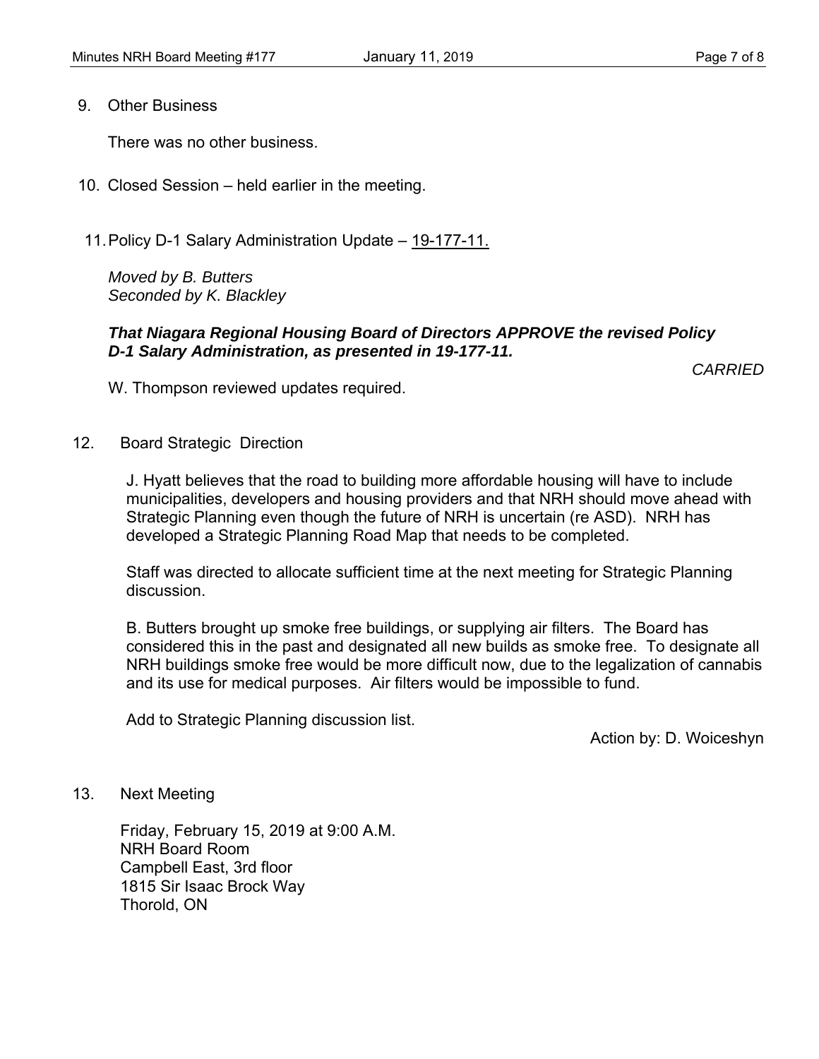9. Other Business

There was no other business.

10. Closed Session – held earlier in the meeting.

11. Policy D-1 Salary Administration Update – 19-177-11.

*Moved by B. Butters*
*Seconded by K. Blackley*

***That Niagara Regional Housing Board of Directors APPROVE the revised Policy D-1 Salary Administration, as presented in 19-177-11.***

*CARRIED*

W. Thompson reviewed updates required.

12. Board Strategic Direction

J. Hyatt believes that the road to building more affordable housing will have to include municipalities, developers and housing providers and that NRH should move ahead with Strategic Planning even though the future of NRH is uncertain (re ASD). NRH has developed a Strategic Planning Road Map that needs to be completed.

Staff was directed to allocate sufficient time at the next meeting for Strategic Planning discussion.

B. Butters brought up smoke free buildings, or supplying air filters. The Board has considered this in the past and designated all new builds as smoke free. To designate all NRH buildings smoke free would be more difficult now, due to the legalization of cannabis and its use for medical purposes. Air filters would be impossible to fund.

Add to Strategic Planning discussion list.

Action by: D. Woiceshyn

13. Next Meeting

Friday, February 15, 2019 at 9:00 A.M.
NRH Board Room
Campbell East, 3rd floor
1815 Sir Isaac Brock Way
Thorold, ON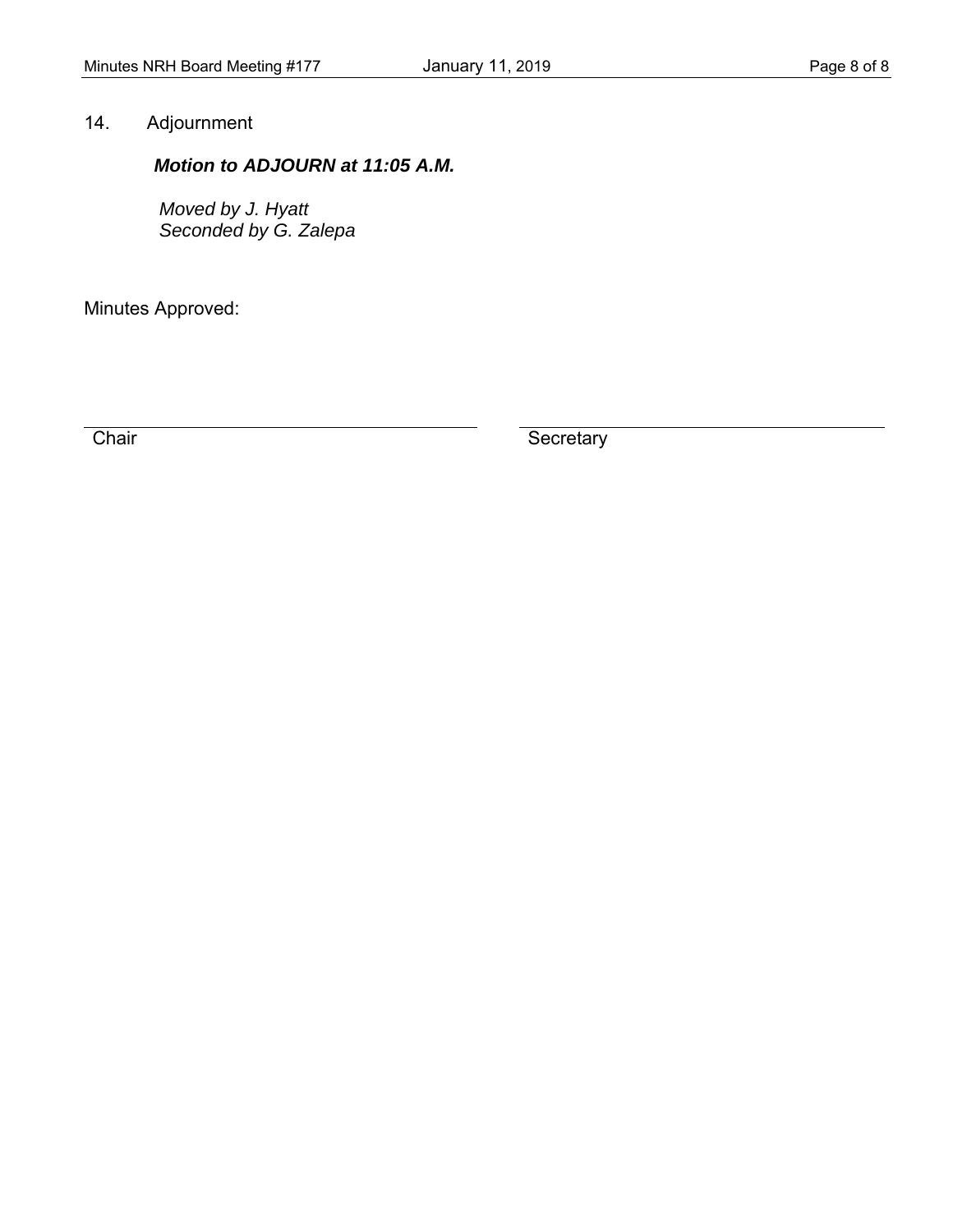14. Adjournment

***Motion to ADJOURN at 11:05 A.M.***

*Moved by J. Hyatt*
*Seconded by G. Zalepa*

Minutes Approved:

\_\_\_\_\_\_\_\_\_\_\_\_\_\_\_\_\_\_\_\_\_\_\_\_\_\_\_\_
Chair

\_\_\_\_\_\_\_\_\_\_\_\_\_\_\_\_\_\_\_\_\_\_\_\_\_\_\_\_
Secretary